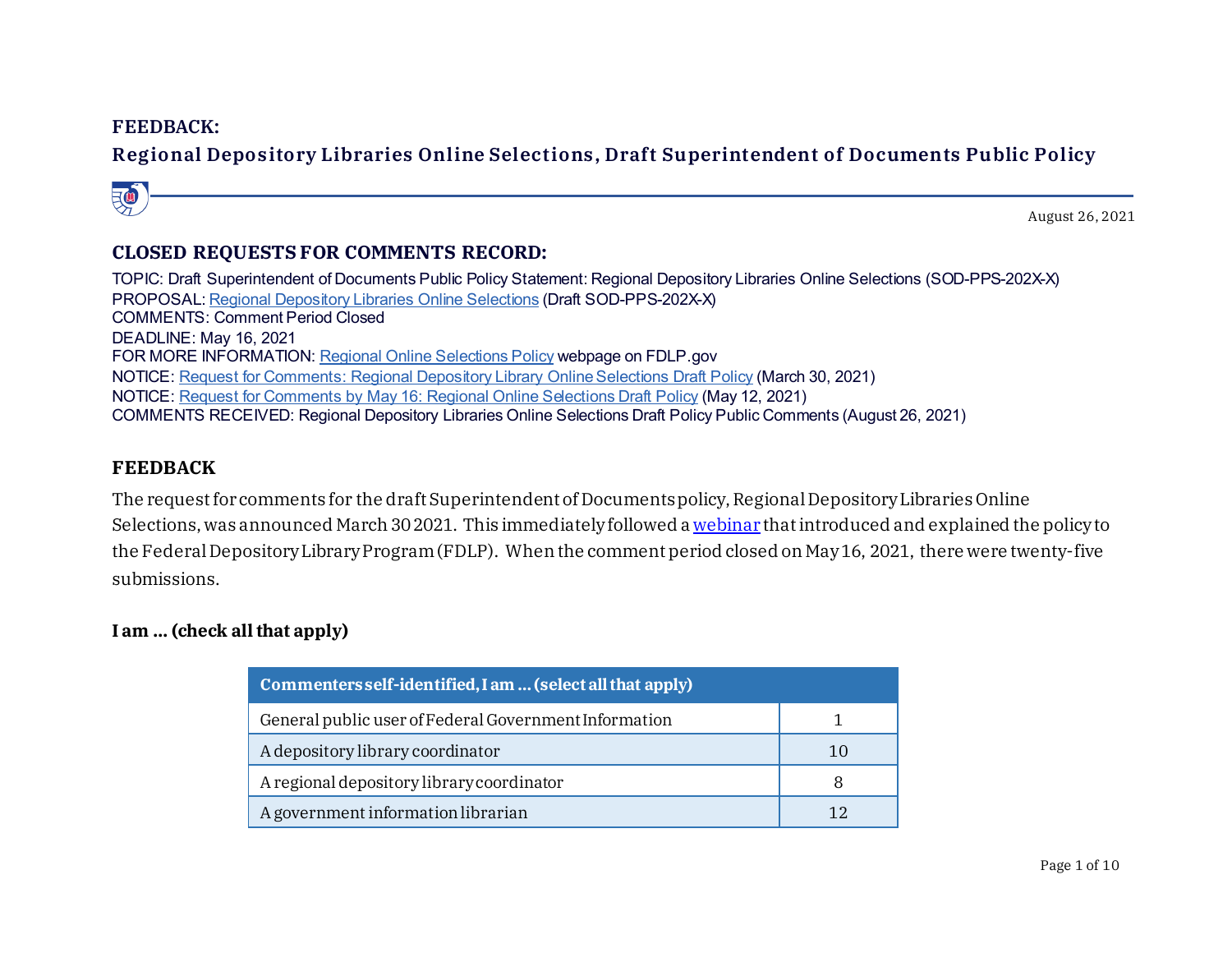# FEEDBACK:

## Regional Depository Libraries Online Selections, Draft Superintendent of Documents Public Policy

August 26, 2021

## CLOSED REQUESTS FOR COMMENTS RECORD:

TOPIC: Draft Superintendent of Documents Public Policy Statement: Regional Depository Libraries Online Selections (SOD-PPS-202X-X)
PROPOSAL: Regional Depository Libraries Online Selections (Draft SOD-PPS-202X-X)
COMMENTS: Comment Period Closed
DEADLINE: May 16, 2021
FOR MORE INFORMATION: Regional Online Selections Policy webpage on FDLP.gov
NOTICE: Request for Comments: Regional Depository Library Online Selections Draft Policy (March 30, 2021)
NOTICE: Request for Comments by May 16: Regional Online Selections Draft Policy (May 12, 2021)
COMMENTS RECEIVED: Regional Depository Libraries Online Selections Draft Policy Public Comments (August 26, 2021)

## FEEDBACK

The request for comments for the draft Superintendent of Documents policy, Regional Depository Libraries Online Selections, was announced March 30 2021. This immediately followed a webinar that introduced and explained the policy to the Federal Depository Library Program (FDLP). When the comment period closed on May 16, 2021, there were twenty-five submissions.

### I am … (check all that apply)

| Commenters self-identified, I am … (select all that apply) | |
|---|---|
| General public user of Federal Government Information | 1 |
| A depository library coordinator | 10 |
| A regional depository library coordinator | 8 |
| A government information librarian | 12 |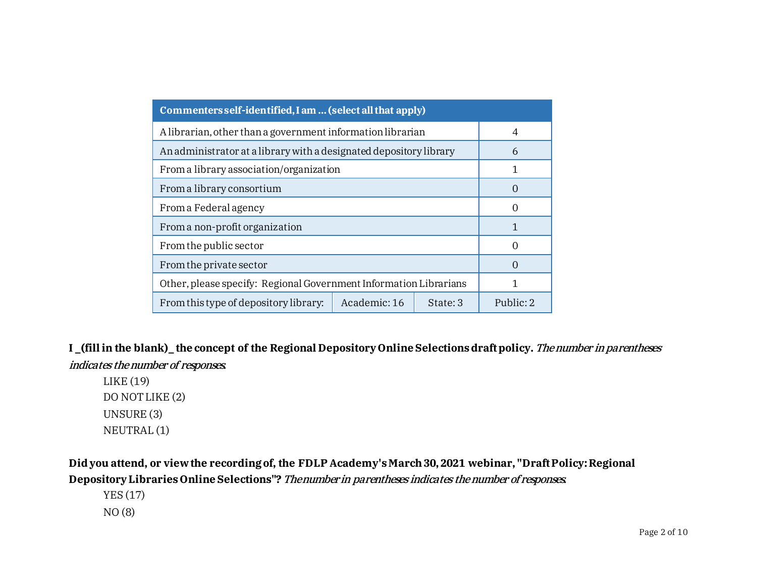| Commenters self-identified, I am … (select all that apply) | | | |
|---|---|---|---|
| A librarian, other than a government information librarian | | | 4 |
| An administrator at a library with a designated depository library | | | 6 |
| From a library association/organization | | | 1 |
| From a library consortium | | | 0 |
| From a Federal agency | | | 0 |
| From a non-profit organization | | | 1 |
| From the public sector | | | 0 |
| From the private sector | | | 0 |
| Other, please specify: Regional Government Information Librarians | | | 1 |
| From this type of depository library: | Academic: 16 | State: 3 | Public: 2 |

**I _(fill in the blank)_ the concept of the Regional Depository Online Selections draft policy.** *The number in parentheses indicates the number of responses.*

LIKE (19)
DO NOT LIKE (2)
UNSURE (3)
NEUTRAL (1)

**Did you attend, or view the recording of, the FDLP Academy's March 30, 2021 webinar, "Draft Policy: Regional Depository Libraries Online Selections"?** *The number in parentheses indicates the number of responses.*

YES (17)
NO (8)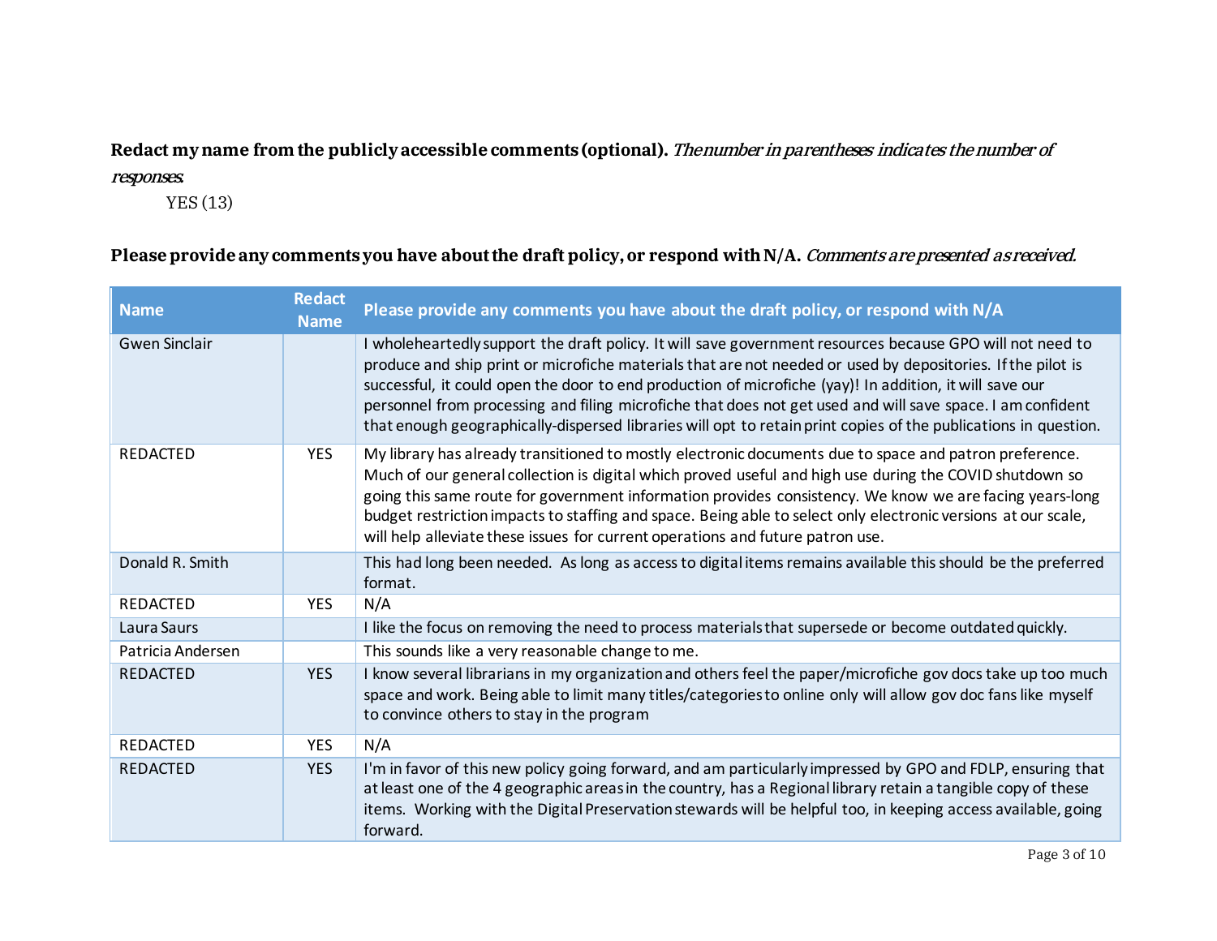**Redact my name from the publicly accessible comments (optional).** *The number in parentheses indicates the number of responses.*

YES (13)

**Please provide any comments you have about the draft policy, or respond with N/A.** *Comments are presented as received.*

| Name | Redact Name | Please provide any comments you have about the draft policy, or respond with N/A |
|---|---|---|
| Gwen Sinclair | | I wholeheartedly support the draft policy. It will save government resources because GPO will not need to produce and ship print or microfiche materials that are not needed or used by depositories. If the pilot is successful, it could open the door to end production of microfiche (yay)! In addition, it will save our personnel from processing and filing microfiche that does not get used and will save space. I am confident that enough geographically-dispersed libraries will opt to retain print copies of the publications in question. |
| REDACTED | YES | My library has already transitioned to mostly electronic documents due to space and patron preference. Much of our general collection is digital which proved useful and high use during the COVID shutdown so going this same route for government information provides consistency. We know we are facing years-long budget restriction impacts to staffing and space. Being able to select only electronic versions at our scale, will help alleviate these issues for current operations and future patron use. |
| Donald R. Smith | | This had long been needed. As long as access to digital items remains available this should be the preferred format. |
| REDACTED | YES | N/A |
| Laura Saurs | | I like the focus on removing the need to process materials that supersede or become outdated quickly. |
| Patricia Andersen | | This sounds like a very reasonable change to me. |
| REDACTED | YES | I know several librarians in my organization and others feel the paper/microfiche gov docs take up too much space and work. Being able to limit many titles/categories to online only will allow gov doc fans like myself to convince others to stay in the program |
| REDACTED | YES | N/A |
| REDACTED | YES | I'm in favor of this new policy going forward, and am particularly impressed by GPO and FDLP, ensuring that at least one of the 4 geographic areas in the country, has a Regional library retain a tangible copy of these items. Working with the Digital Preservation stewards will be helpful too, in keeping access available, going forward. |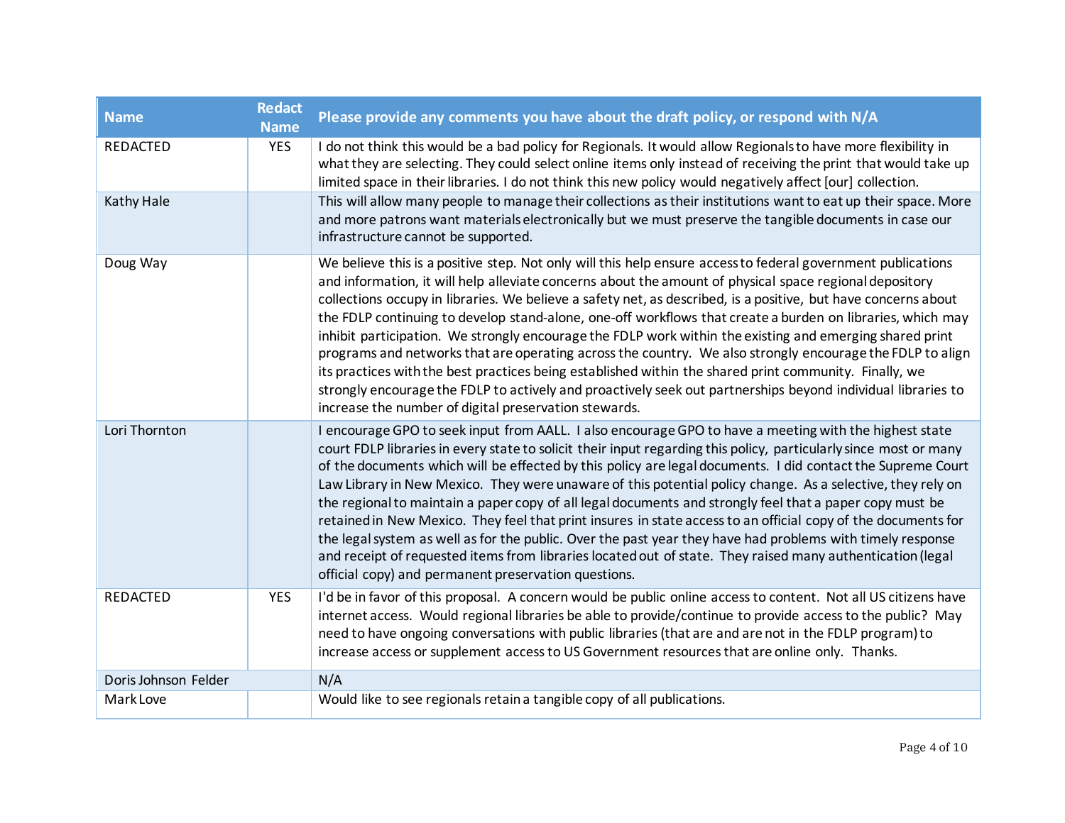| Name | Redact Name | Please provide any comments you have about the draft policy, or respond with N/A |
|---|---|---|
| REDACTED | YES | I do not think this would be a bad policy for Regionals. It would allow Regionals to have more flexibility in what they are selecting. They could select online items only instead of receiving the print that would take up limited space in their libraries. I do not think this new policy would negatively affect [our] collection. |
| Kathy Hale | | This will allow many people to manage their collections as their institutions want to eat up their space. More and more patrons want materials electronically but we must preserve the tangible documents in case our infrastructure cannot be supported. |
| Doug Way | | We believe this is a positive step. Not only will this help ensure access to federal government publications and information, it will help alleviate concerns about the amount of physical space regional depository collections occupy in libraries. We believe a safety net, as described, is a positive, but have concerns about the FDLP continuing to develop stand-alone, one-off workflows that create a burden on libraries, which may inhibit participation. We strongly encourage the FDLP work within the existing and emerging shared print programs and networks that are operating across the country. We also strongly encourage the FDLP to align its practices with the best practices being established within the shared print community. Finally, we strongly encourage the FDLP to actively and proactively seek out partnerships beyond individual libraries to increase the number of digital preservation stewards. |
| Lori Thornton | | I encourage GPO to seek input from AALL. I also encourage GPO to have a meeting with the highest state court FDLP libraries in every state to solicit their input regarding this policy, particularly since most or many of the documents which will be effected by this policy are legal documents. I did contact the Supreme Court Law Library in New Mexico. They were unaware of this potential policy change. As a selective, they rely on the regional to maintain a paper copy of all legal documents and strongly feel that a paper copy must be retained in New Mexico. They feel that print insures in state access to an official copy of the documents for the legal system as well as for the public. Over the past year they have had problems with timely response and receipt of requested items from libraries located out of state. They raised many authentication (legal official copy) and permanent preservation questions. |
| REDACTED | YES | I'd be in favor of this proposal. A concern would be public online access to content. Not all US citizens have internet access. Would regional libraries be able to provide/continue to provide access to the public? May need to have ongoing conversations with public libraries (that are and are not in the FDLP program) to increase access or supplement access to US Government resources that are online only. Thanks. |
| Doris Johnson Felder | | N/A |
| Mark Love | | Would like to see regionals retain a tangible copy of all publications. |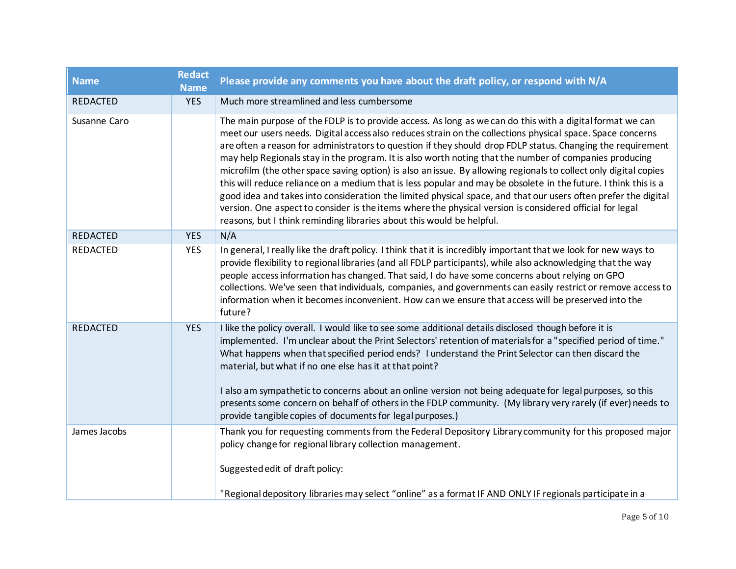| Name | Redact Name | Please provide any comments you have about the draft policy, or respond with N/A |
|---|---|---|
| REDACTED | YES | Much more streamlined and less cumbersome |
| Susanne Caro | | The main purpose of the FDLP is to provide access. As long as we can do this with a digital format we can meet our users needs. Digital access also reduces strain on the collections physical space. Space concerns are often a reason for administrators to question if they should drop FDLP status. Changing the requirement may help Regionals stay in the program. It is also worth noting that the number of companies producing microfilm (the other space saving option) is also an issue. By allowing regionals to collect only digital copies this will reduce reliance on a medium that is less popular and may be obsolete in the future. I think this is a good idea and takes into consideration the limited physical space, and that our users often prefer the digital version. One aspect to consider is the items where the physical version is considered official for legal reasons, but I think reminding libraries about this would be helpful. |
| REDACTED | YES | N/A |
| REDACTED | YES | In general, I really like the draft policy. I think that it is incredibly important that we look for new ways to provide flexibility to regional libraries (and all FDLP participants), while also acknowledging that the way people access information has changed. That said, I do have some concerns about relying on GPO collections. We've seen that individuals, companies, and governments can easily restrict or remove access to information when it becomes inconvenient. How can we ensure that access will be preserved into the future? |
| REDACTED | YES | I like the policy overall. I would like to see some additional details disclosed though before it is implemented. I'm unclear about the Print Selectors' retention of materials for a "specified period of time." What happens when that specified period ends? I understand the Print Selector can then discard the material, but what if no one else has it at that point?<br><br>I also am sympathetic to concerns about an online version not being adequate for legal purposes, so this presents some concern on behalf of others in the FDLP community. (My library very rarely (if ever) needs to provide tangible copies of documents for legal purposes.) |
| James Jacobs | | Thank you for requesting comments from the Federal Depository Library community for this proposed major policy change for regional library collection management.<br><br>Suggested edit of draft policy:<br><br>"Regional depository libraries may select “online” as a format IF AND ONLY IF regionals participate in a |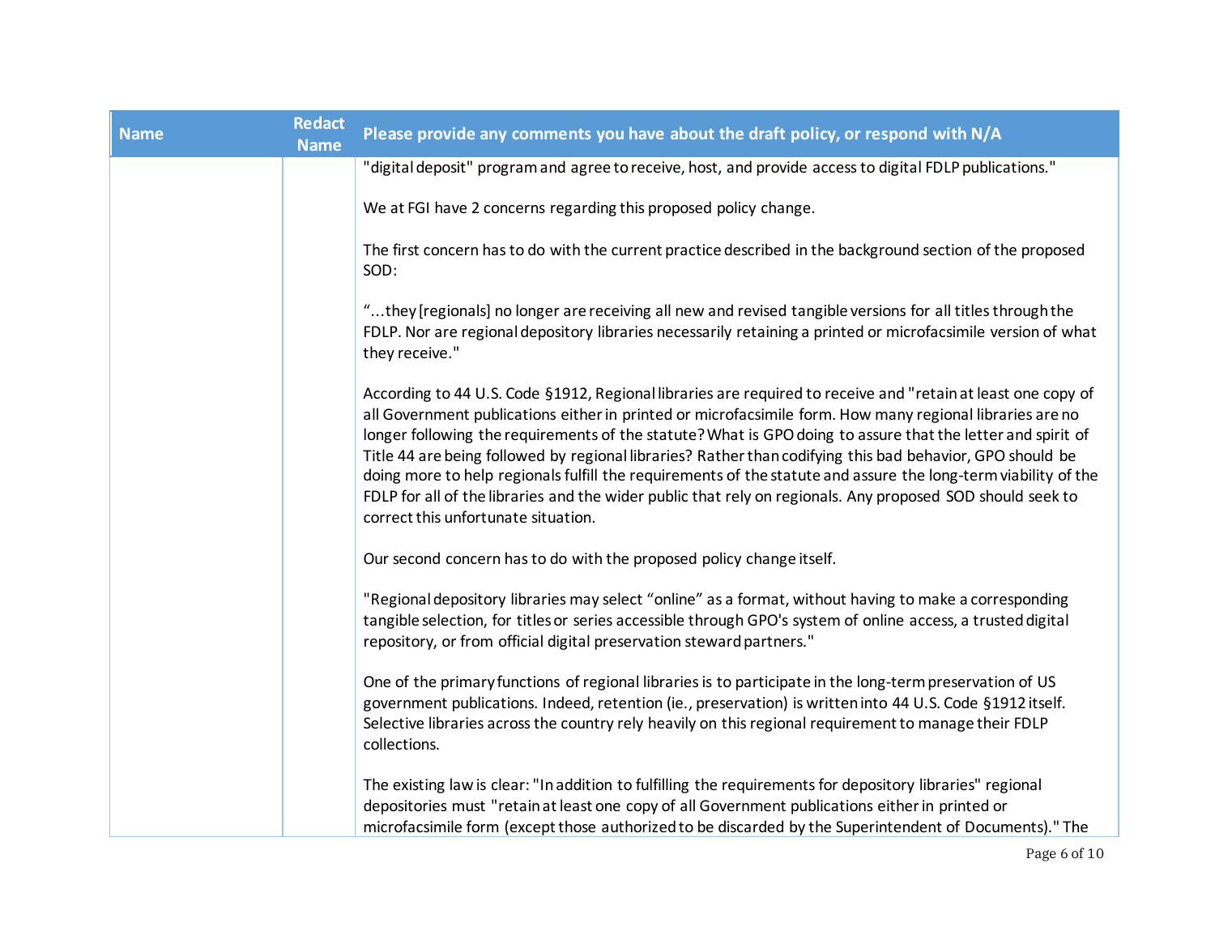| Name | Redact Name | Please provide any comments you have about the draft policy, or respond with N/A |
|---|---|---|
| | | "digital deposit" program and agree to receive, host, and provide access to digital FDLP publications."<br><br>We at FGI have 2 concerns regarding this proposed policy change.<br><br>The first concern has to do with the current practice described in the background section of the proposed SOD:<br><br>"...they [regionals] no longer are receiving all new and revised tangible versions for all titles through the FDLP. Nor are regional depository libraries necessarily retaining a printed or microfacsimile version of what they receive."<br><br>According to 44 U.S. Code §1912, Regional libraries are required to receive and "retain at least one copy of all Government publications either in printed or microfacsimile form. How many regional libraries are no longer following the requirements of the statute? What is GPO doing to assure that the letter and spirit of Title 44 are being followed by regional libraries? Rather than codifying this bad behavior, GPO should be doing more to help regionals fulfill the requirements of the statute and assure the long-term viability of the FDLP for all of the libraries and the wider public that rely on regionals. Any proposed SOD should seek to correct this unfortunate situation.<br><br>Our second concern has to do with the proposed policy change itself.<br><br>"Regional depository libraries may select "online" as a format, without having to make a corresponding tangible selection, for titles or series accessible through GPO's system of online access, a trusted digital repository, or from official digital preservation steward partners."<br><br>One of the primary functions of regional libraries is to participate in the long-term preservation of US government publications. Indeed, retention (ie., preservation) is written into 44 U.S. Code §1912 itself. Selective libraries across the country rely heavily on this regional requirement to manage their FDLP collections.<br><br>The existing law is clear: "In addition to fulfilling the requirements for depository libraries" regional depositories must "retain at least one copy of all Government publications either in printed or microfacsimile form (except those authorized to be discarded by the Superintendent of Documents)." The |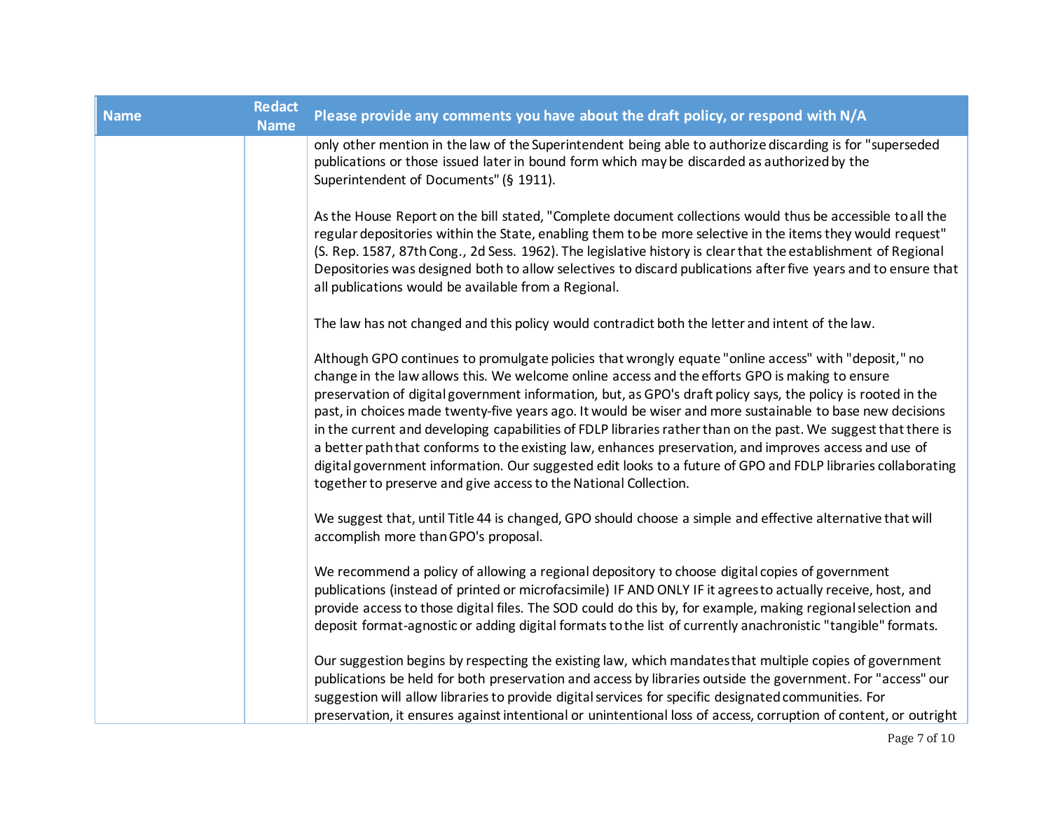| Name | Redact Name | Please provide any comments you have about the draft policy, or respond with N/A |
|---|---|---|
| | | only other mention in the law of the Superintendent being able to authorize discarding is for "superseded publications or those issued later in bound form which may be discarded as authorized by the Superintendent of Documents" (§ 1911).<br><br>As the House Report on the bill stated, "Complete document collections would thus be accessible to all the regular depositories within the State, enabling them to be more selective in the items they would request" (S. Rep. 1587, 87th Cong., 2d Sess. 1962). The legislative history is clear that the establishment of Regional Depositories was designed both to allow selectives to discard publications after five years and to ensure that all publications would be available from a Regional.<br><br>The law has not changed and this policy would contradict both the letter and intent of the law.<br><br>Although GPO continues to promulgate policies that wrongly equate "online access" with "deposit," no change in the law allows this. We welcome online access and the efforts GPO is making to ensure preservation of digital government information, but, as GPO's draft policy says, the policy is rooted in the past, in choices made twenty-five years ago. It would be wiser and more sustainable to base new decisions in the current and developing capabilities of FDLP libraries rather than on the past. We suggest that there is a better path that conforms to the existing law, enhances preservation, and improves access and use of digital government information. Our suggested edit looks to a future of GPO and FDLP libraries collaborating together to preserve and give access to the National Collection.<br><br>We suggest that, until Title 44 is changed, GPO should choose a simple and effective alternative that will accomplish more than GPO's proposal.<br><br>We recommend a policy of allowing a regional depository to choose digital copies of government publications (instead of printed or microfacsimile) IF AND ONLY IF it agrees to actually receive, host, and provide access to those digital files. The SOD could do this by, for example, making regional selection and deposit format-agnostic or adding digital formats to the list of currently anachronistic "tangible" formats.<br><br>Our suggestion begins by respecting the existing law, which mandates that multiple copies of government publications be held for both preservation and access by libraries outside the government. For "access" our suggestion will allow libraries to provide digital services for specific designated communities. For preservation, it ensures against intentional or unintentional loss of access, corruption of content, or outright |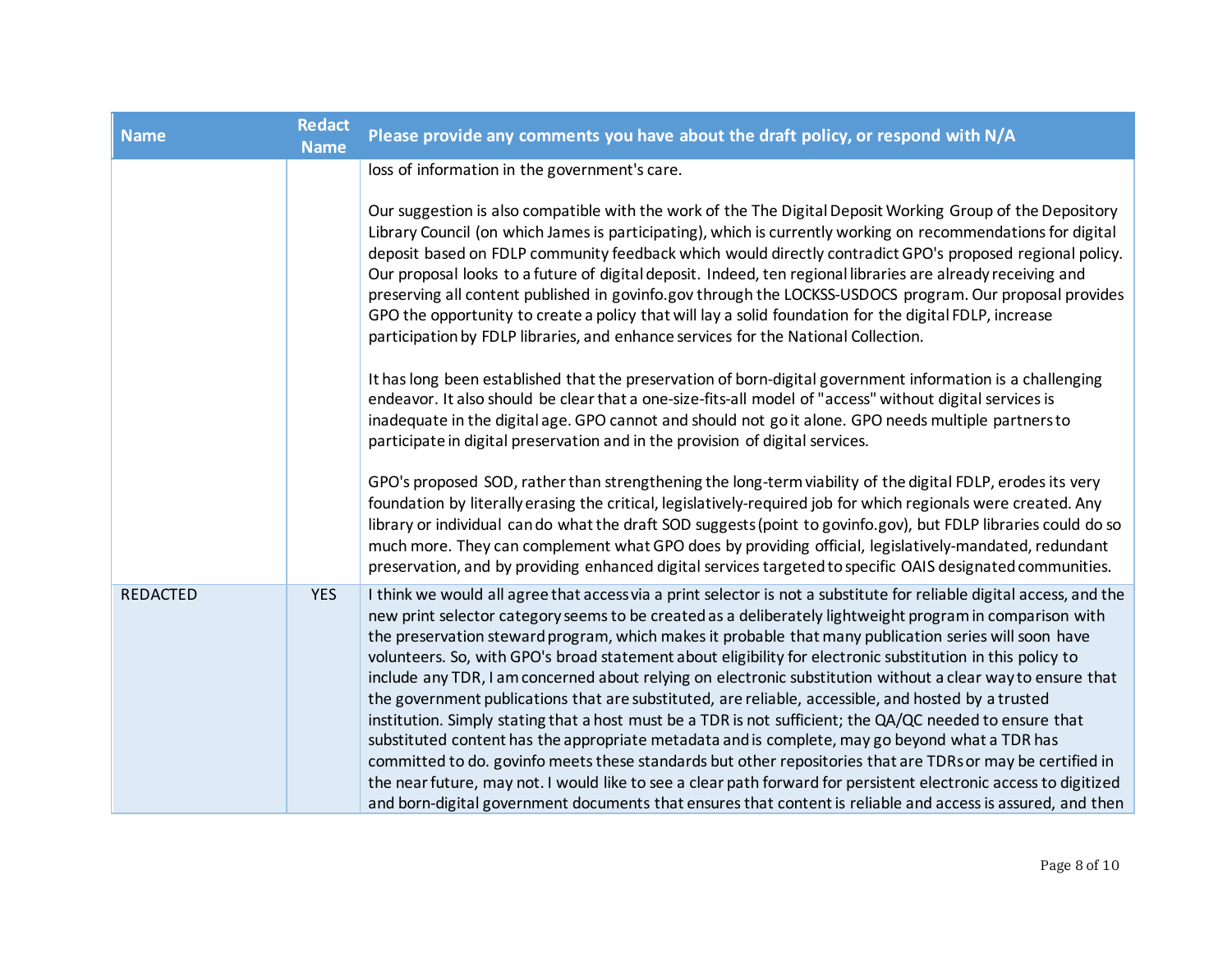| Name | Redact Name | Please provide any comments you have about the draft policy, or respond with N/A |
|---|---|---|
| | | loss of information in the government's care.<br><br>Our suggestion is also compatible with the work of the The Digital Deposit Working Group of the Depository Library Council (on which James is participating), which is currently working on recommendations for digital deposit based on FDLP community feedback which would directly contradict GPO's proposed regional policy. Our proposal looks to a future of digital deposit. Indeed, ten regional libraries are already receiving and preserving all content published in govinfo.gov through the LOCKSS-USDOCS program. Our proposal provides GPO the opportunity to create a policy that will lay a solid foundation for the digital FDLP, increase participation by FDLP libraries, and enhance services for the National Collection.<br><br>It has long been established that the preservation of born-digital government information is a challenging endeavor. It also should be clear that a one-size-fits-all model of "access" without digital services is inadequate in the digital age. GPO cannot and should not go it alone. GPO needs multiple partners to participate in digital preservation and in the provision of digital services.<br><br>GPO's proposed SOD, rather than strengthening the long-term viability of the digital FDLP, erodes its very foundation by literally erasing the critical, legislatively-required job for which regionals were created. Any library or individual can do what the draft SOD suggests (point to govinfo.gov), but FDLP libraries could do so much more. They can complement what GPO does by providing official, legislatively-mandated, redundant preservation, and by providing enhanced digital services targeted to specific OAIS designated communities. |
| REDACTED | YES | I think we would all agree that access via a print selector is not a substitute for reliable digital access, and the new print selector category seems to be created as a deliberately lightweight program in comparison with the preservation steward program, which makes it probable that many publication series will soon have volunteers. So, with GPO's broad statement about eligibility for electronic substitution in this policy to include any TDR, I am concerned about relying on electronic substitution without a clear way to ensure that the government publications that are substituted, are reliable, accessible, and hosted by a trusted institution. Simply stating that a host must be a TDR is not sufficient; the QA/QC needed to ensure that substituted content has the appropriate metadata and is complete, may go beyond what a TDR has committed to do. govinfo meets these standards but other repositories that are TDRs or may be certified in the near future, may not. I would like to see a clear path forward for persistent electronic access to digitized and born-digital government documents that ensures that content is reliable and access is assured, and then |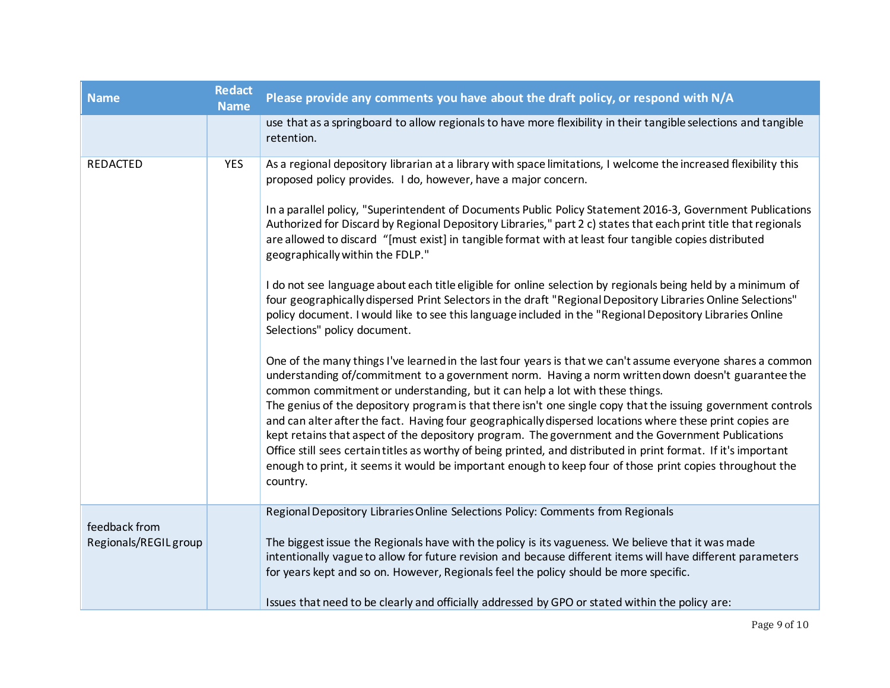| Name | Redact Name | Please provide any comments you have about the draft policy, or respond with N/A |
| --- | --- | --- |
| | | use that as a springboard to allow regionals to have more flexibility in their tangible selections and tangible retention. |
| REDACTED | YES | As a regional depository librarian at a library with space limitations, I welcome the increased flexibility this proposed policy provides. I do, however, have a major concern.<br><br>In a parallel policy, "Superintendent of Documents Public Policy Statement 2016-3, Government Publications Authorized for Discard by Regional Depository Libraries," part 2 c) states that each print title that regionals are allowed to discard "[must exist] in tangible format with at least four tangible copies distributed geographically within the FDLP."<br><br>I do not see language about each title eligible for online selection by regionals being held by a minimum of four geographically dispersed Print Selectors in the draft "Regional Depository Libraries Online Selections" policy document. I would like to see this language included in the "Regional Depository Libraries Online Selections" policy document.<br><br>One of the many things I've learned in the last four years is that we can't assume everyone shares a common understanding of/commitment to a government norm. Having a norm written down doesn't guarantee the common commitment or understanding, but it can help a lot with these things.<br>The genius of the depository program is that there isn't one single copy that the issuing government controls and can alter after the fact. Having four geographically dispersed locations where these print copies are kept retains that aspect of the depository program. The government and the Government Publications Office still sees certain titles as worthy of being printed, and distributed in print format. If it's important enough to print, it seems it would be important enough to keep four of those print copies throughout the country. |
| feedback from Regionals/REGIL group | | Regional Depository Libraries Online Selections Policy: Comments from Regionals<br><br>The biggest issue the Regionals have with the policy is its vagueness. We believe that it was made intentionally vague to allow for future revision and because different items will have different parameters for years kept and so on. However, Regionals feel the policy should be more specific.<br><br>Issues that need to be clearly and officially addressed by GPO or stated within the policy are: |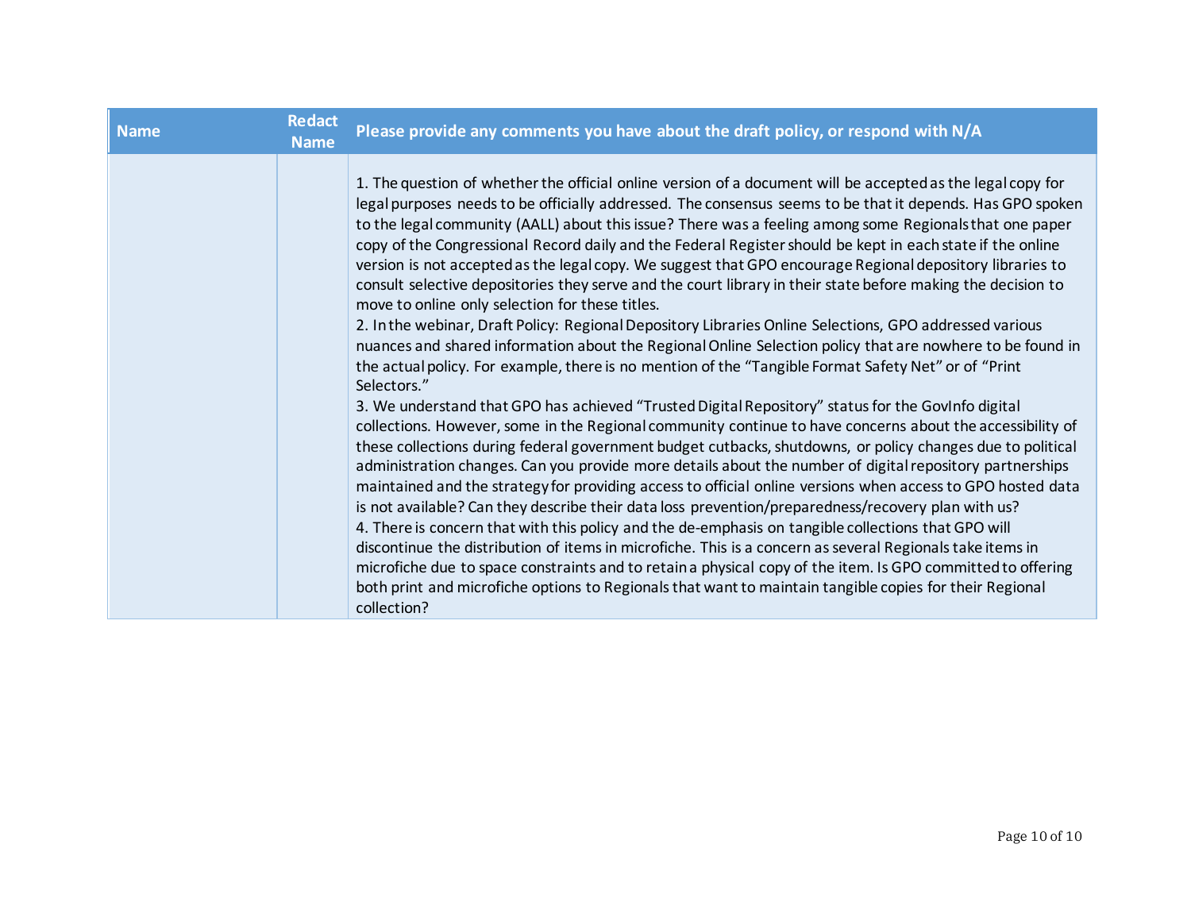| Name | Redact Name | Please provide any comments you have about the draft policy, or respond with N/A |
| --- | --- | --- |
| | | 1. The question of whether the official online version of a document will be accepted as the legal copy for legal purposes needs to be officially addressed. The consensus seems to be that it depends. Has GPO spoken to the legal community (AALL) about this issue? There was a feeling among some Regionals that one paper copy of the Congressional Record daily and the Federal Register should be kept in each state if the online version is not accepted as the legal copy. We suggest that GPO encourage Regional depository libraries to consult selective depositories they serve and the court library in their state before making the decision to move to online only selection for these titles.<br>2. In the webinar, Draft Policy: Regional Depository Libraries Online Selections, GPO addressed various nuances and shared information about the Regional Online Selection policy that are nowhere to be found in the actual policy. For example, there is no mention of the "Tangible Format Safety Net" or of "Print Selectors."<br>3. We understand that GPO has achieved "Trusted Digital Repository" status for the GovInfo digital collections. However, some in the Regional community continue to have concerns about the accessibility of these collections during federal government budget cutbacks, shutdowns, or policy changes due to political administration changes. Can you provide more details about the number of digital repository partnerships maintained and the strategy for providing access to official online versions when access to GPO hosted data is not available? Can they describe their data loss prevention/preparedness/recovery plan with us?<br>4. There is concern that with this policy and the de-emphasis on tangible collections that GPO will discontinue the distribution of items in microfiche. This is a concern as several Regionals take items in microfiche due to space constraints and to retain a physical copy of the item. Is GPO committed to offering both print and microfiche options to Regionals that want to maintain tangible copies for their Regional collection? |